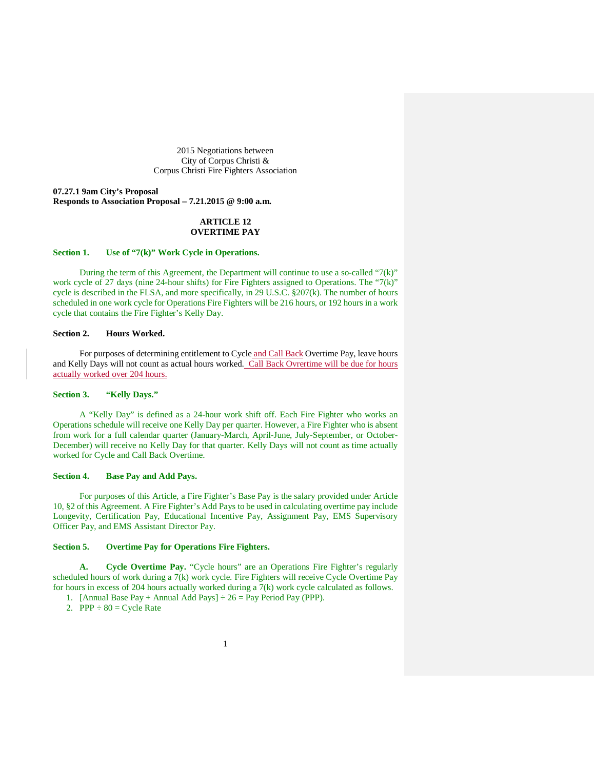2015 Negotiations between
City of Corpus Christi &
Corpus Christi Fire Fighters Association

**07.27.1 9am City's Proposal**
**Responds to Association Proposal – 7.21.2015 @ 9:00 a.m.**

# ARTICLE 12
# OVERTIME PAY

## Section 1. Use of "7(k)" Work Cycle in Operations.

During the term of this Agreement, the Department will continue to use a so-called "7(k)" work cycle of 27 days (nine 24-hour shifts) for Fire Fighters assigned to Operations. The "7(k)" cycle is described in the FLSA, and more specifically, in 29 U.S.C. §207(k). The number of hours scheduled in one work cycle for Operations Fire Fighters will be 216 hours, or 192 hours in a work cycle that contains the Fire Fighter's Kelly Day.

## Section 2. Hours Worked.

For purposes of determining entitlement to Cycle and Call Back Overtime Pay, leave hours and Kelly Days will not count as actual hours worked. Call Back Ovrertime will be due for hours actually worked over 204 hours.

## Section 3. "Kelly Days."

A "Kelly Day" is defined as a 24-hour work shift off. Each Fire Fighter who works an Operations schedule will receive one Kelly Day per quarter. However, a Fire Fighter who is absent from work for a full calendar quarter (January-March, April-June, July-September, or October-December) will receive no Kelly Day for that quarter. Kelly Days will not count as time actually worked for Cycle and Call Back Overtime.

## Section 4. Base Pay and Add Pays.

For purposes of this Article, a Fire Fighter's Base Pay is the salary provided under Article 10, §2 of this Agreement. A Fire Fighter's Add Pays to be used in calculating overtime pay include Longevity, Certification Pay, Educational Incentive Pay, Assignment Pay, EMS Supervisory Officer Pay, and EMS Assistant Director Pay.

## Section 5. Overtime Pay for Operations Fire Fighters.

**A. Cycle Overtime Pay.** "Cycle hours" are an Operations Fire Fighter's regularly scheduled hours of work during a 7(k) work cycle. Fire Fighters will receive Cycle Overtime Pay for hours in excess of 204 hours actually worked during a 7(k) work cycle calculated as follows.

1. [Annual Base Pay + Annual Add Pays] ÷ 26 = Pay Period Pay (PPP).
2. PPP ÷ 80 = Cycle Rate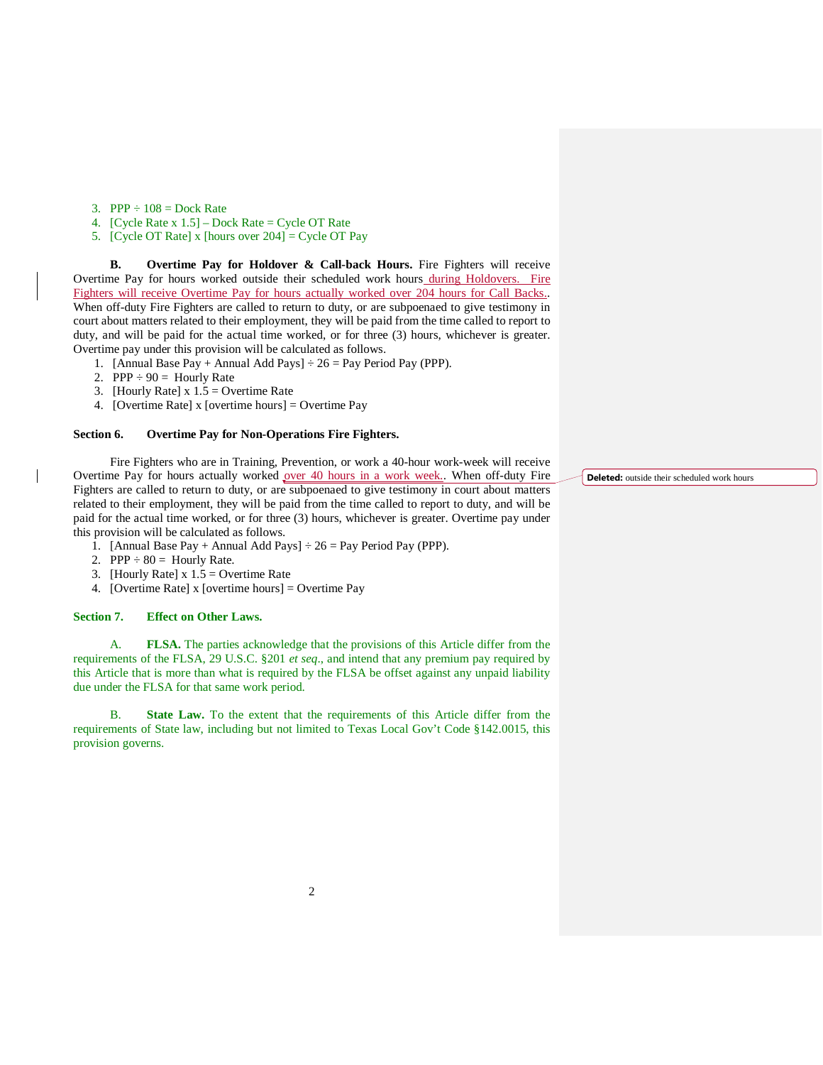3. PPP ÷ 108 = Dock Rate
4. [Cycle Rate x 1.5] – Dock Rate = Cycle OT Rate
5. [Cycle OT Rate] x [hours over 204] = Cycle OT Pay

**B. Overtime Pay for Holdover & Call-back Hours.** Fire Fighters will receive Overtime Pay for hours worked outside their scheduled work hours during Holdovers. Fire Fighters will receive Overtime Pay for hours actually worked over 204 hours for Call Backs.. When off-duty Fire Fighters are called to return to duty, or are subpoenaed to give testimony in court about matters related to their employment, they will be paid from the time called to report to duty, and will be paid for the actual time worked, or for three (3) hours, whichever is greater. Overtime pay under this provision will be calculated as follows.

1. [Annual Base Pay + Annual Add Pays] ÷ 26 = Pay Period Pay (PPP).
2. PPP ÷ 90 = Hourly Rate
3. [Hourly Rate] x 1.5 = Overtime Rate
4. [Overtime Rate] x [overtime hours] = Overtime Pay

**Section 6. Overtime Pay for Non-Operations Fire Fighters.**

Fire Fighters who are in Training, Prevention, or work a 40-hour work-week will receive Overtime Pay for hours actually worked over 40 hours in a work week.. When off-duty Fire Fighters are called to return to duty, or are subpoenaed to give testimony in court about matters related to their employment, they will be paid from the time called to report to duty, and will be paid for the actual time worked, or for three (3) hours, whichever is greater. Overtime pay under this provision will be calculated as follows.

**Deleted:** outside their scheduled work hours

1. [Annual Base Pay + Annual Add Pays] ÷ 26 = Pay Period Pay (PPP).
2. PPP ÷ 80 = Hourly Rate.
3. [Hourly Rate] x 1.5 = Overtime Rate
4. [Overtime Rate] x [overtime hours] = Overtime Pay

**Section 7. Effect on Other Laws.**

A. **FLSA.** The parties acknowledge that the provisions of this Article differ from the requirements of the FLSA, 29 U.S.C. §201 *et seq*., and intend that any premium pay required by this Article that is more than what is required by the FLSA be offset against any unpaid liability due under the FLSA for that same work period.

B. **State Law.** To the extent that the requirements of this Article differ from the requirements of State law, including but not limited to Texas Local Gov't Code §142.0015, this provision governs.